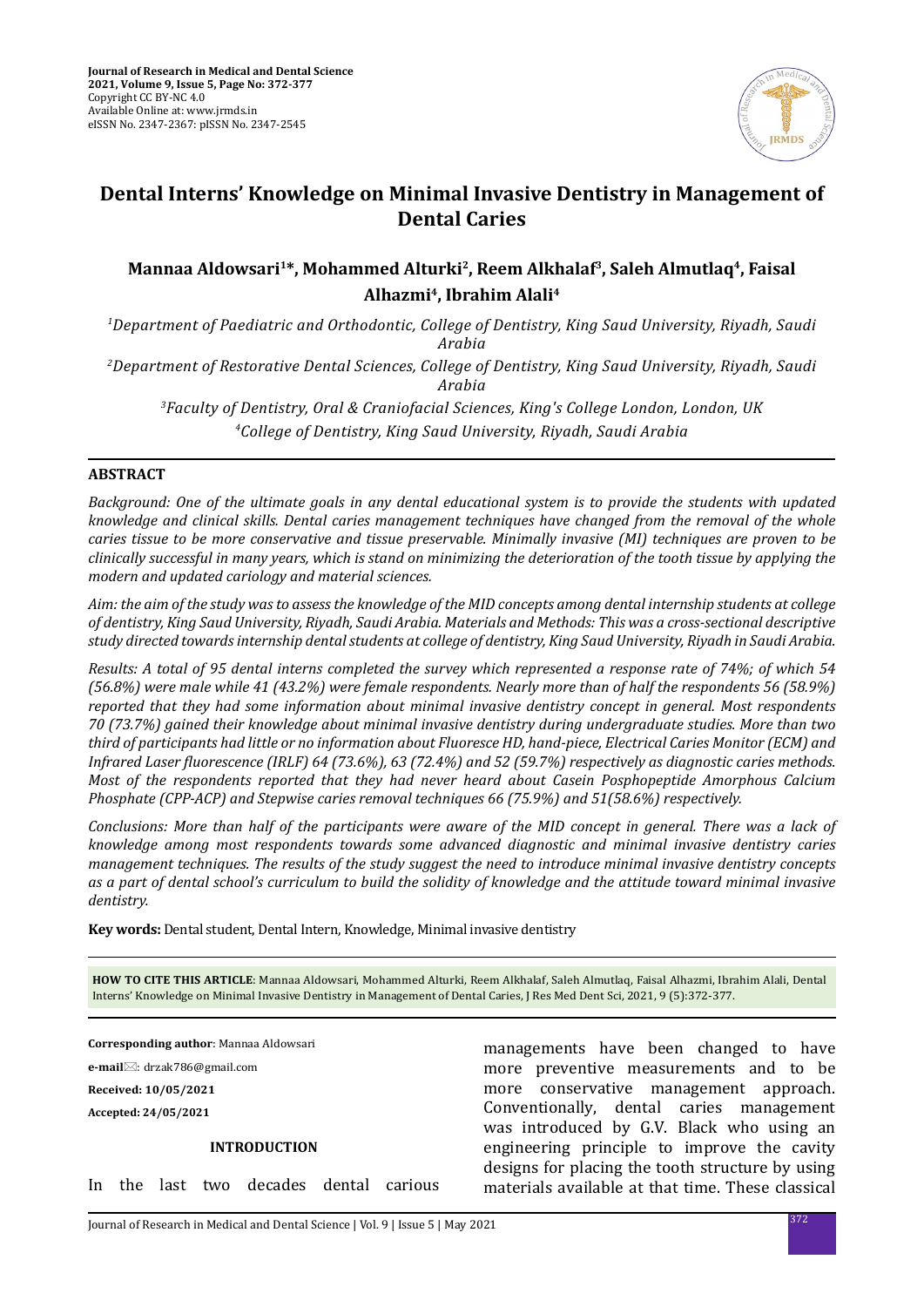Journal of Research in Medical and Dental Science
2021, Volume 9, Issue 5, Page No: 372-377
Copyright CC BY-NC 4.0
Available Online at: www.jrmds.in
eISSN No. 2347-2367: pISSN No. 2347-2545

# Dental Interns' Knowledge on Minimal Invasive Dentistry in Management of Dental Caries

**Mannaa Aldowsari[1]\*, Mohammed Alturki[2], Reem Alkhalaf[3], Saleh Almutlaq[4], Faisal Alhazmi[4], Ibrahim Alali[4]**

[1]*Department of Paediatric and Orthodontic, College of Dentistry, King Saud University, Riyadh, Saudi Arabia*

[2]*Department of Restorative Dental Sciences, College of Dentistry, King Saud University, Riyadh, Saudi Arabia*

[3]*Faculty of Dentistry, Oral & Craniofacial Sciences, King's College London, London, UK*

[4]*College of Dentistry, King Saud University, Riyadh, Saudi Arabia*

## ABSTRACT

*Background: One of the ultimate goals in any dental educational system is to provide the students with updated knowledge and clinical skills. Dental caries management techniques have changed from the removal of the whole caries tissue to be more conservative and tissue preservable. Minimally invasive (MI) techniques are proven to be clinically successful in many years, which is stand on minimizing the deterioration of the tooth tissue by applying the modern and updated cariology and material sciences.*

*Aim: the aim of the study was to assess the knowledge of the MID concepts among dental internship students at college of dentistry, King Saud University, Riyadh, Saudi Arabia. Materials and Methods: This was a cross-sectional descriptive study directed towards internship dental students at college of dentistry, King Saud University, Riyadh in Saudi Arabia.*

*Results: A total of 95 dental interns completed the survey which represented a response rate of 74%; of which 54 (56.8%) were male while 41 (43.2%) were female respondents. Nearly more than of half the respondents 56 (58.9%) reported that they had some information about minimal invasive dentistry concept in general. Most respondents 70 (73.7%) gained their knowledge about minimal invasive dentistry during undergraduate studies. More than two third of participants had little or no information about Fluoresce HD, hand-piece, Electrical Caries Monitor (ECM) and Infrared Laser fluorescence (IRLF) 64 (73.6%), 63 (72.4%) and 52 (59.7%) respectively as diagnostic caries methods. Most of the respondents reported that they had never heard about Casein Posphopeptide Amorphous Calcium Phosphate (CPP-ACP) and Stepwise caries removal techniques 66 (75.9%) and 51(58.6%) respectively.*

*Conclusions: More than half of the participants were aware of the MID concept in general. There was a lack of knowledge among most respondents towards some advanced diagnostic and minimal invasive dentistry caries management techniques. The results of the study suggest the need to introduce minimal invasive dentistry concepts as a part of dental school's curriculum to build the solidity of knowledge and the attitude toward minimal invasive dentistry.*

**Key words:** Dental student, Dental Intern, Knowledge, Minimal invasive dentistry

**HOW TO CITE THIS ARTICLE**: Mannaa Aldowsari, Mohammed Alturki, Reem Alkhalaf, Saleh Almutlaq, Faisal Alhazmi, Ibrahim Alali, Dental Interns' Knowledge on Minimal Invasive Dentistry in Management of Dental Caries, J Res Med Dent Sci, 2021, 9 (5):372-377.

**Corresponding author**: Mannaa Aldowsari

**e-mail**: drzak786@gmail.com

**Received: 10/05/2021**

**Accepted: 24/05/2021**

## INTRODUCTION

In the last two decades dental carious managements have been changed to have more preventive measurements and to be more conservative management approach. Conventionally, dental caries management was introduced by G.V. Black who using an engineering principle to improve the cavity designs for placing the tooth structure by using materials available at that time. These classical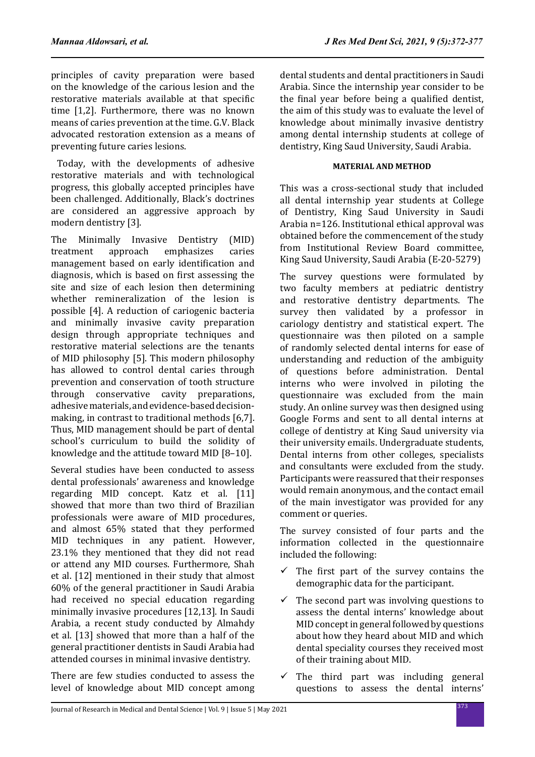principles of cavity preparation were based on the knowledge of the carious lesion and the restorative materials available at that specific time [1,2]. Furthermore, there was no known means of caries prevention at the time. G.V. Black advocated restoration extension as a means of preventing future caries lesions.

Today, with the developments of adhesive restorative materials and with technological progress, this globally accepted principles have been challenged. Additionally, Black's doctrines are considered an aggressive approach by modern dentistry [3].

The Minimally Invasive Dentistry (MID) treatment approach emphasizes caries management based on early identification and diagnosis, which is based on first assessing the site and size of each lesion then determining whether remineralization of the lesion is possible [4]. A reduction of cariogenic bacteria and minimally invasive cavity preparation design through appropriate techniques and restorative material selections are the tenants of MID philosophy [5]. This modern philosophy has allowed to control dental caries through prevention and conservation of tooth structure through conservative cavity preparations, adhesive materials, and evidence-based decision-making, in contrast to traditional methods [6,7]. Thus, MID management should be part of dental school's curriculum to build the solidity of knowledge and the attitude toward MID [8–10].

Several studies have been conducted to assess dental professionals' awareness and knowledge regarding MID concept. Katz et al. [11] showed that more than two third of Brazilian professionals were aware of MID procedures, and almost 65% stated that they performed MID techniques in any patient. However, 23.1% they mentioned that they did not read or attend any MID courses. Furthermore, Shah et al. [12] mentioned in their study that almost 60% of the general practitioner in Saudi Arabia had received no special education regarding minimally invasive procedures [12,13]. In Saudi Arabia, a recent study conducted by Almahdy et al. [13] showed that more than a half of the general practitioner dentists in Saudi Arabia had attended courses in minimal invasive dentistry.

There are few studies conducted to assess the level of knowledge about MID concept among dental students and dental practitioners in Saudi Arabia. Since the internship year consider to be the final year before being a qualified dentist, the aim of this study was to evaluate the level of knowledge about minimally invasive dentistry among dental internship students at college of dentistry, King Saud University, Saudi Arabia.

## MATERIAL AND METHOD

This was a cross-sectional study that included all dental internship year students at College of Dentistry, King Saud University in Saudi Arabia n=126. Institutional ethical approval was obtained before the commencement of the study from Institutional Review Board committee, King Saud University, Saudi Arabia (E-20-5279)

The survey questions were formulated by two faculty members at pediatric dentistry and restorative dentistry departments. The survey then validated by a professor in cariology dentistry and statistical expert. The questionnaire was then piloted on a sample of randomly selected dental interns for ease of understanding and reduction of the ambiguity of questions before administration. Dental interns who were involved in piloting the questionnaire was excluded from the main study. An online survey was then designed using Google Forms and sent to all dental interns at college of dentistry at King Saud university via their university emails. Undergraduate students, Dental interns from other colleges, specialists and consultants were excluded from the study. Participants were reassured that their responses would remain anonymous, and the contact email of the main investigator was provided for any comment or queries.

The survey consisted of four parts and the information collected in the questionnaire included the following:

- ✓ The first part of the survey contains the demographic data for the participant.
- ✓ The second part was involving questions to assess the dental interns' knowledge about MID concept in general followed by questions about how they heard about MID and which dental speciality courses they received most of their training about MID.
- ✓ The third part was including general questions to assess the dental interns'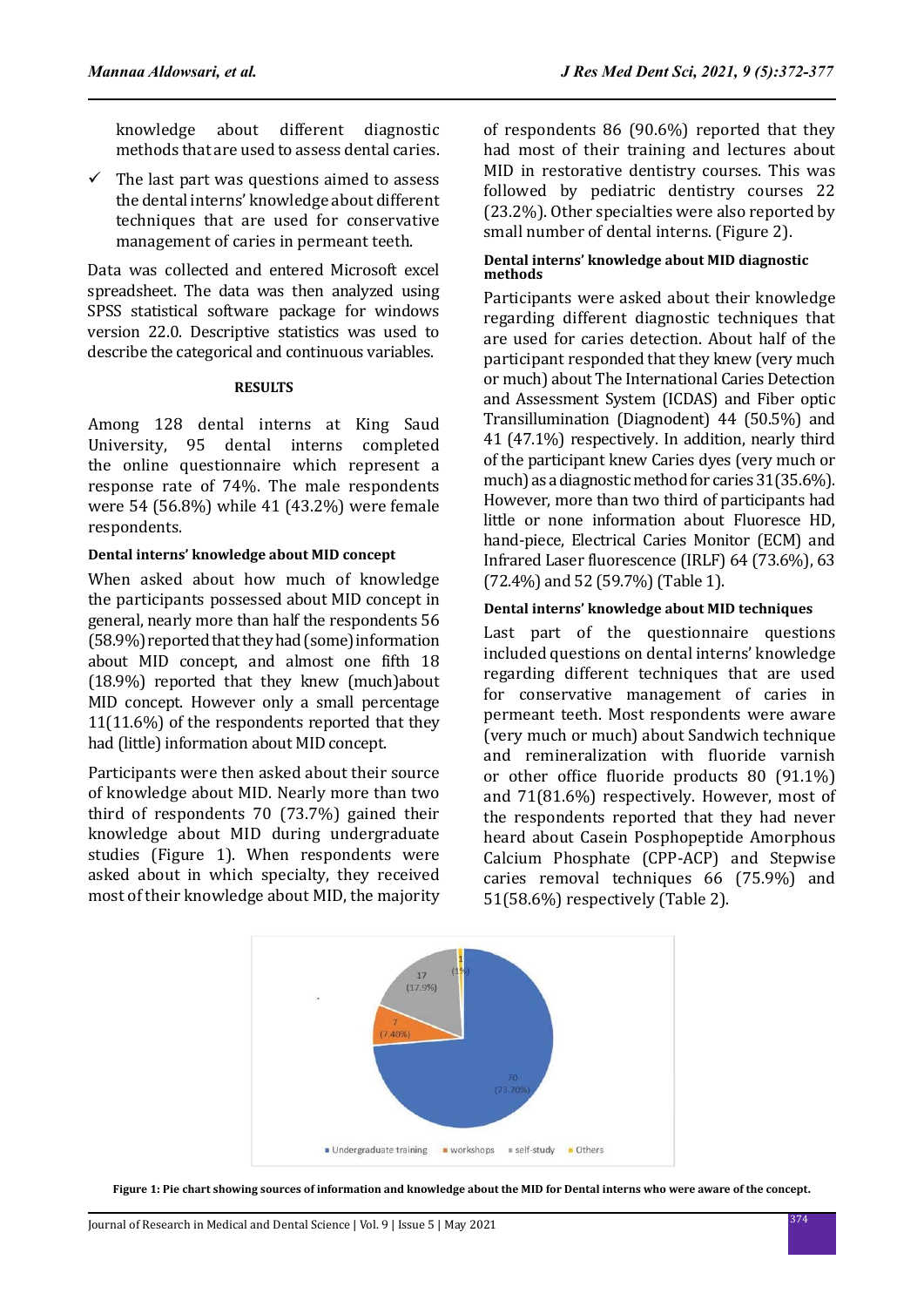knowledge about different diagnostic methods that are used to assess dental caries.

- ✓ The last part was questions aimed to assess the dental interns' knowledge about different techniques that are used for conservative management of caries in permeant teeth.

Data was collected and entered Microsoft excel spreadsheet. The data was then analyzed using SPSS statistical software package for windows version 22.0. Descriptive statistics was used to describe the categorical and continuous variables.

## RESULTS

Among 128 dental interns at King Saud University, 95 dental interns completed the online questionnaire which represent a response rate of 74%. The male respondents were 54 (56.8%) while 41 (43.2%) were female respondents.

### Dental interns' knowledge about MID concept

When asked about how much of knowledge the participants possessed about MID concept in general, nearly more than half the respondents 56 (58.9%) reported that they had (some) information about MID concept, and almost one fifth 18 (18.9%) reported that they knew (much)about MID concept. However only a small percentage 11(11.6%) of the respondents reported that they had (little) information about MID concept.

Participants were then asked about their source of knowledge about MID. Nearly more than two third of respondents 70 (73.7%) gained their knowledge about MID during undergraduate studies (Figure 1). When respondents were asked about in which specialty, they received most of their knowledge about MID, the majority of respondents 86 (90.6%) reported that they had most of their training and lectures about MID in restorative dentistry courses. This was followed by pediatric dentistry courses 22 (23.2%). Other specialties were also reported by small number of dental interns. (Figure 2).

### Dental interns' knowledge about MID diagnostic methods

Participants were asked about their knowledge regarding different diagnostic techniques that are used for caries detection. About half of the participant responded that they knew (very much or much) about The International Caries Detection and Assessment System (ICDAS) and Fiber optic Transillumination (Diagnodent) 44 (50.5%) and 41 (47.1%) respectively. In addition, nearly third of the participant knew Caries dyes (very much or much) as a diagnostic method for caries 31(35.6%). However, more than two third of participants had little or none information about Fluoresce HD, hand-piece, Electrical Caries Monitor (ECM) and Infrared Laser fluorescence (IRLF) 64 (73.6%), 63 (72.4%) and 52 (59.7%) (Table 1).

### Dental interns' knowledge about MID techniques

Last part of the questionnaire questions included questions on dental interns' knowledge regarding different techniques that are used for conservative management of caries in permeant teeth. Most respondents were aware (very much or much) about Sandwich technique and remineralization with fluoride varnish or other office fluoride products 80 (91.1%) and 71(81.6%) respectively. However, most of the respondents reported that they had never heard about Casein Posphopeptide Amorphous Calcium Phosphate (CPP-ACP) and Stepwise caries removal techniques 66 (75.9%) and 51(58.6%) respectively (Table 2).

**Figure 1: Pie chart showing sources of information and knowledge about the MID for Dental interns who were aware of the concept.**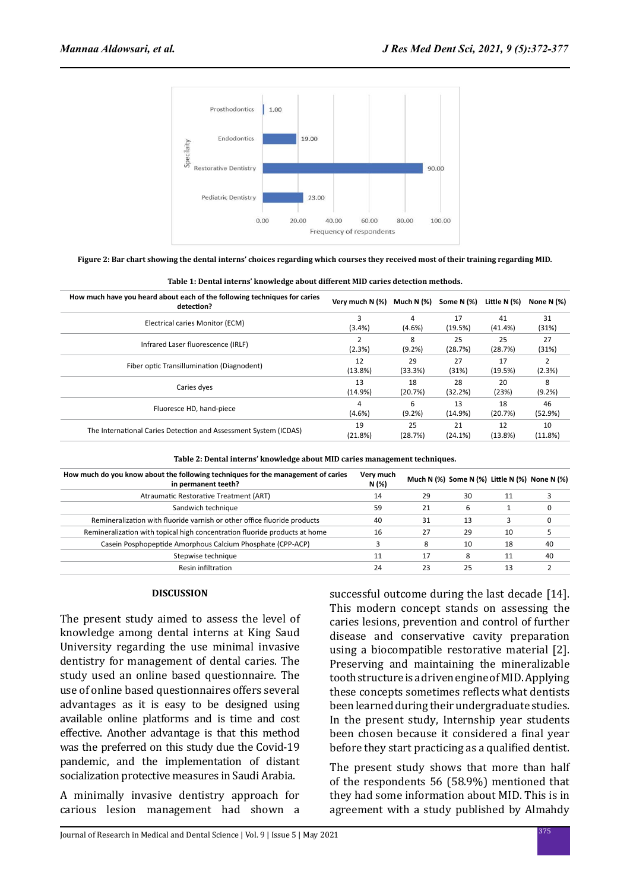Figure 2: Bar chart showing the dental interns' choices regarding which courses they received most of their training regarding MID.

**Table 1: Dental interns' knowledge about different MID caries detection methods.**

| How much have you heard about each of the following techniques for caries detection? | Very much N (%) | Much N (%) | Some N (%) | Little N (%) | None N (%) |
|---|---|---|---|---|---|
| Electrical caries Monitor (ECM) | 3 (3.4%) | 4 (4.6%) | 17 (19.5%) | 41 (41.4%) | 31 (31%) |
| Infrared Laser fluorescence (IRLF) | 2 (2.3%) | 8 (9.2%) | 25 (28.7%) | 25 (28.7%) | 27 (31%) |
| Fiber optic Transillumination (Diagnodent) | 12 (13.8%) | 29 (33.3%) | 27 (31%) | 17 (19.5%) | 2 (2.3%) |
| Caries dyes | 13 (14.9%) | 18 (20.7%) | 28 (32.2%) | 20 (23%) | 8 (9.2%) |
| Fluoresce HD, hand-piece | 4 (4.6%) | 6 (9.2%) | 13 (14.9%) | 18 (20.7%) | 46 (52.9%) |
| The International Caries Detection and Assessment System (ICDAS) | 19 (21.8%) | 25 (28.7%) | 21 (24.1%) | 12 (13.8%) | 10 (11.8%) |

**Table 2: Dental interns' knowledge about MID caries management techniques.**

| How much do you know about the following techniques for the management of caries in permanent teeth? | Very much N (%) | Much N (%) | Some N (%) | Little N (%) | None N (%) |
|---|---|---|---|---|---|
| Atraumatic Restorative Treatment (ART) | 14 | 29 | 30 | 11 | 3 |
| Sandwich technique | 59 | 21 | 6 | 1 | 0 |
| Remineralization with fluoride varnish or other office fluoride products | 40 | 31 | 13 | 3 | 0 |
| Remineralization with topical high concentration fluoride products at home | 16 | 27 | 29 | 10 | 5 |
| Casein Posphopeptide Amorphous Calcium Phosphate (CPP-ACP) | 3 | 8 | 10 | 18 | 40 |
| Stepwise technique | 11 | 17 | 8 | 11 | 40 |
| Resin infiltration | 24 | 23 | 25 | 13 | 2 |

## DISCUSSION

The present study aimed to assess the level of knowledge among dental interns at King Saud University regarding the use minimal invasive dentistry for management of dental caries. The study used an online based questionnaire. The use of online based questionnaires offers several advantages as it is easy to be designed using available online platforms and is time and cost effective. Another advantage is that this method was the preferred on this study due the Covid-19 pandemic, and the implementation of distant socialization protective measures in Saudi Arabia.

A minimally invasive dentistry approach for carious lesion management had shown a successful outcome during the last decade [14]. This modern concept stands on assessing the caries lesions, prevention and control of further disease and conservative cavity preparation using a biocompatible restorative material [2]. Preserving and maintaining the mineralizable tooth structure is a driven engine of MID. Applying these concepts sometimes reflects what dentists been learned during their undergraduate studies. In the present study, Internship year students been chosen because it considered a final year before they start practicing as a qualified dentist.

The present study shows that more than half of the respondents 56 (58.9%) mentioned that they had some information about MID. This is in agreement with a study published by Almahdy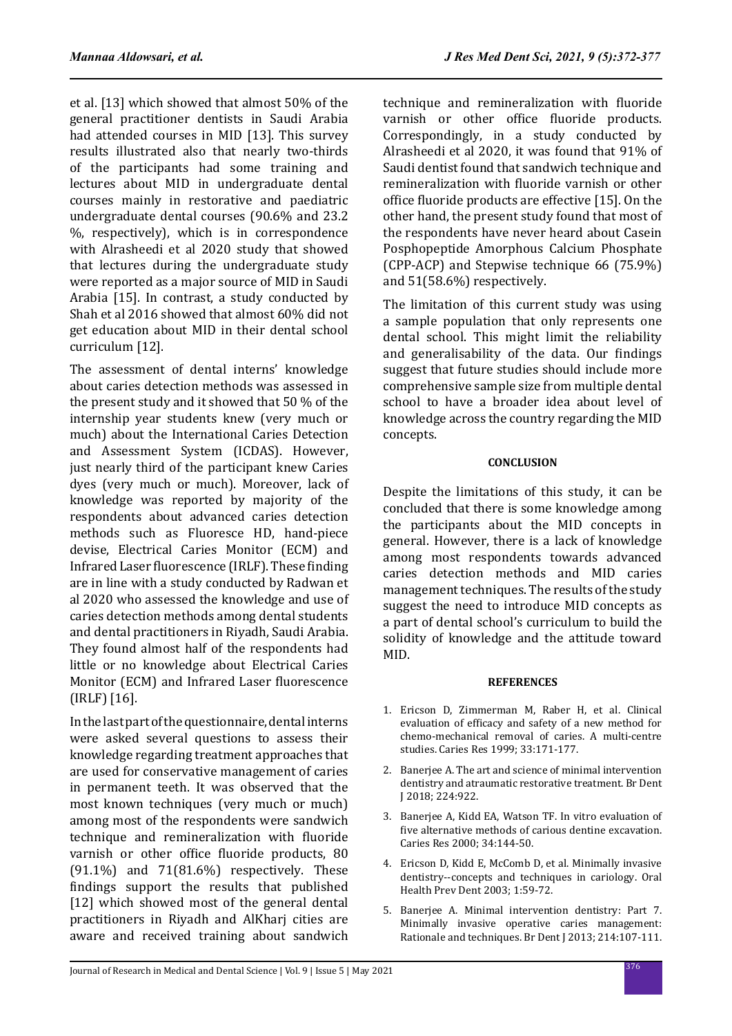et al. [13] which showed that almost 50% of the general practitioner dentists in Saudi Arabia had attended courses in MID [13]. This survey results illustrated also that nearly two-thirds of the participants had some training and lectures about MID in undergraduate dental courses mainly in restorative and paediatric undergraduate dental courses (90.6% and 23.2 %, respectively), which is in correspondence with Alrasheedi et al 2020 study that showed that lectures during the undergraduate study were reported as a major source of MID in Saudi Arabia [15]. In contrast, a study conducted by Shah et al 2016 showed that almost 60% did not get education about MID in their dental school curriculum [12].

The assessment of dental interns' knowledge about caries detection methods was assessed in the present study and it showed that 50 % of the internship year students knew (very much or much) about the International Caries Detection and Assessment System (ICDAS). However, just nearly third of the participant knew Caries dyes (very much or much). Moreover, lack of knowledge was reported by majority of the respondents about advanced caries detection methods such as Fluoresce HD, hand-piece devise, Electrical Caries Monitor (ECM) and Infrared Laser fluorescence (IRLF). These finding are in line with a study conducted by Radwan et al 2020 who assessed the knowledge and use of caries detection methods among dental students and dental practitioners in Riyadh, Saudi Arabia. They found almost half of the respondents had little or no knowledge about Electrical Caries Monitor (ECM) and Infrared Laser fluorescence (IRLF) [16].

In the last part of the questionnaire, dental interns were asked several questions to assess their knowledge regarding treatment approaches that are used for conservative management of caries in permanent teeth. It was observed that the most known techniques (very much or much) among most of the respondents were sandwich technique and remineralization with fluoride varnish or other office fluoride products, 80 (91.1%) and 71(81.6%) respectively. These findings support the results that published [12] which showed most of the general dental practitioners in Riyadh and AlKharj cities are aware and received training about sandwich technique and remineralization with fluoride varnish or other office fluoride products. Correspondingly, in a study conducted by Alrasheedi et al 2020, it was found that 91% of Saudi dentist found that sandwich technique and remineralization with fluoride varnish or other office fluoride products are effective [15]. On the other hand, the present study found that most of the respondents have never heard about Casein Posphopeptide Amorphous Calcium Phosphate (CPP-ACP) and Stepwise technique 66 (75.9%) and 51(58.6%) respectively.

The limitation of this current study was using a sample population that only represents one dental school. This might limit the reliability and generalisability of the data. Our findings suggest that future studies should include more comprehensive sample size from multiple dental school to have a broader idea about level of knowledge across the country regarding the MID concepts.

## CONCLUSION

Despite the limitations of this study, it can be concluded that there is some knowledge among the participants about the MID concepts in general. However, there is a lack of knowledge among most respondents towards advanced caries detection methods and MID caries management techniques. The results of the study suggest the need to introduce MID concepts as a part of dental school's curriculum to build the solidity of knowledge and the attitude toward MID.

## REFERENCES

1. Ericson D, Zimmerman M, Raber H, et al. Clinical evaluation of efficacy and safety of a new method for chemo-mechanical removal of caries. A multi-centre studies. Caries Res 1999; 33:171-177.
2. Banerjee A. The art and science of minimal intervention dentistry and atraumatic restorative treatment. Br Dent J 2018; 224:922.
3. Banerjee A, Kidd EA, Watson TF. In vitro evaluation of five alternative methods of carious dentine excavation. Caries Res 2000; 34:144-50.
4. Ericson D, Kidd E, McComb D, et al. Minimally invasive dentistry--concepts and techniques in cariology. Oral Health Prev Dent 2003; 1:59-72.
5. Banerjee A. Minimal intervention dentistry: Part 7. Minimally invasive operative caries management: Rationale and techniques. Br Dent J 2013; 214:107-111.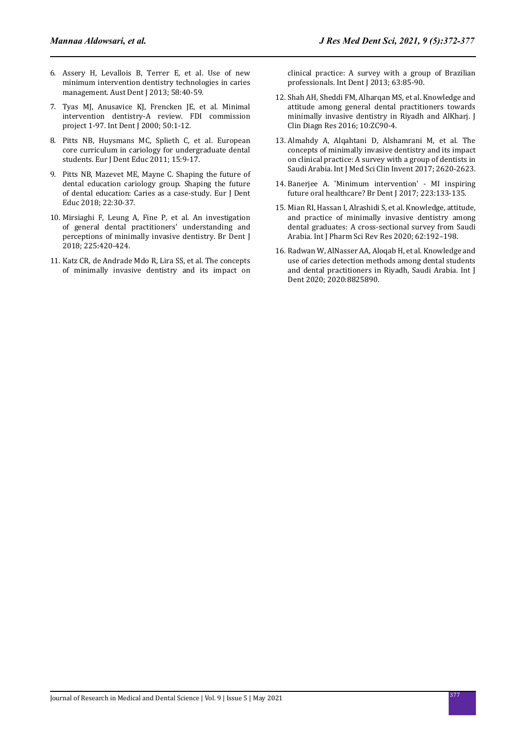6. Assery H, Levallois B, Terrer E, et al. Use of new minimum intervention dentistry technologies in caries management. Aust Dent J 2013; 58:40-59.
7. Tyas MJ, Anusavice KJ, Frencken JE, et al. Minimal intervention dentistry-A review. FDI commission project 1-97. Int Dent J 2000; 50:1-12.
8. Pitts NB, Huysmans MC, Splieth C, et al. European core curriculum in cariology for undergraduate dental students. Eur J Dent Educ 2011; 15:9-17.
9. Pitts NB, Mazevet ME, Mayne C. Shaping the future of dental education cariology group. Shaping the future of dental education: Caries as a case-study. Eur J Dent Educ 2018; 22:30-37.
10. Mirsiaghi F, Leung A, Fine P, et al. An investigation of general dental practitioners' understanding and perceptions of minimally invasive dentistry. Br Dent J 2018; 225:420-424.
11. Katz CR, de Andrade Mdo R, Lira SS, et al. The concepts of minimally invasive dentistry and its impact on clinical practice: A survey with a group of Brazilian professionals. Int Dent J 2013; 63:85-90.
12. Shah AH, Sheddi FM, Alharqan MS, et al. Knowledge and attitude among general dental practitioners towards minimally invasive dentistry in Riyadh and AlKharj. J Clin Diagn Res 2016; 10:ZC90-4.
13. Almahdy A, Alqahtani D, Alshamrani M, et al. The concepts of minimally invasive dentistry and its impact on clinical practice: A survey with a group of dentists in Saudi Arabia. Int J Med Sci Clin Invent 2017; 2620-2623.
14. Banerjee A. 'Minimum intervention' - MI inspiring future oral healthcare? Br Dent J 2017; 223:133-135.
15. Mian RI, Hassan I, Alrashidi S, et al. Knowledge, attitude, and practice of minimally invasive dentistry among dental graduates: A cross-sectional survey from Saudi Arabia. Int J Pharm Sci Rev Res 2020; 62:192–198.
16. Radwan W, AlNasser AA, Aloqab H, et al. Knowledge and use of caries detection methods among dental students and dental practitioners in Riyadh, Saudi Arabia. Int J Dent 2020; 2020:8825890.